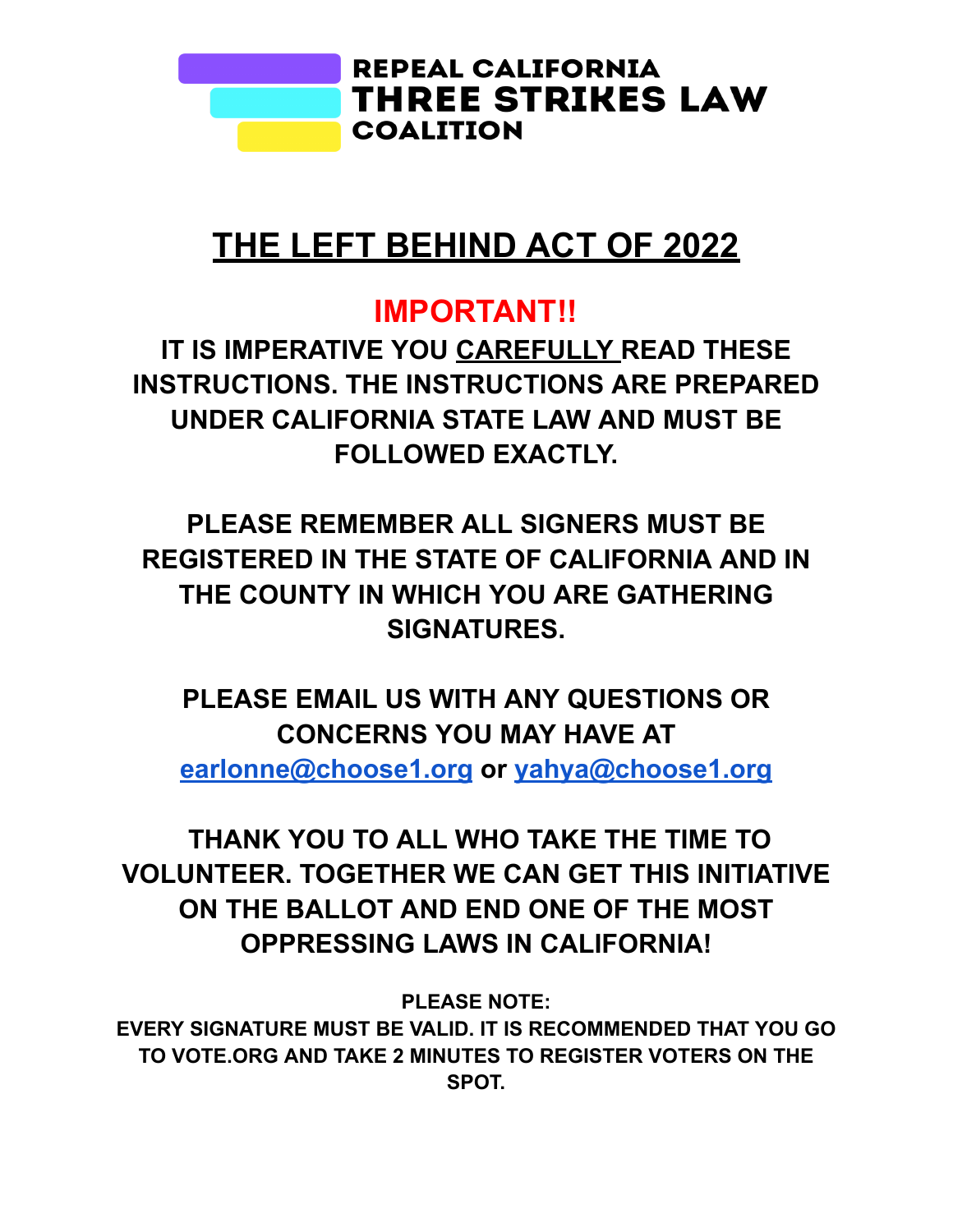**REPEAL CALIFORNIA**
**THREE STRIKES LAW**
**COALITION**

# THE LEFT BEHIND ACT OF 2022

## IMPORTANT!!

**IT IS IMPERATIVE YOU CAREFULLY READ THESE INSTRUCTIONS. THE INSTRUCTIONS ARE PREPARED UNDER CALIFORNIA STATE LAW AND MUST BE FOLLOWED EXACTLY.**

**PLEASE REMEMBER ALL SIGNERS MUST BE REGISTERED IN THE STATE OF CALIFORNIA AND IN THE COUNTY IN WHICH YOU ARE GATHERING SIGNATURES.**

**PLEASE EMAIL US WITH ANY QUESTIONS OR CONCERNS YOU MAY HAVE AT earlonne@choose1.org or yahya@choose1.org**

**THANK YOU TO ALL WHO TAKE THE TIME TO VOLUNTEER. TOGETHER WE CAN GET THIS INITIATIVE ON THE BALLOT AND END ONE OF THE MOST OPPRESSING LAWS IN CALIFORNIA!**

**PLEASE NOTE:**
**EVERY SIGNATURE MUST BE VALID. IT IS RECOMMENDED THAT YOU GO TO VOTE.ORG AND TAKE 2 MINUTES TO REGISTER VOTERS ON THE SPOT.**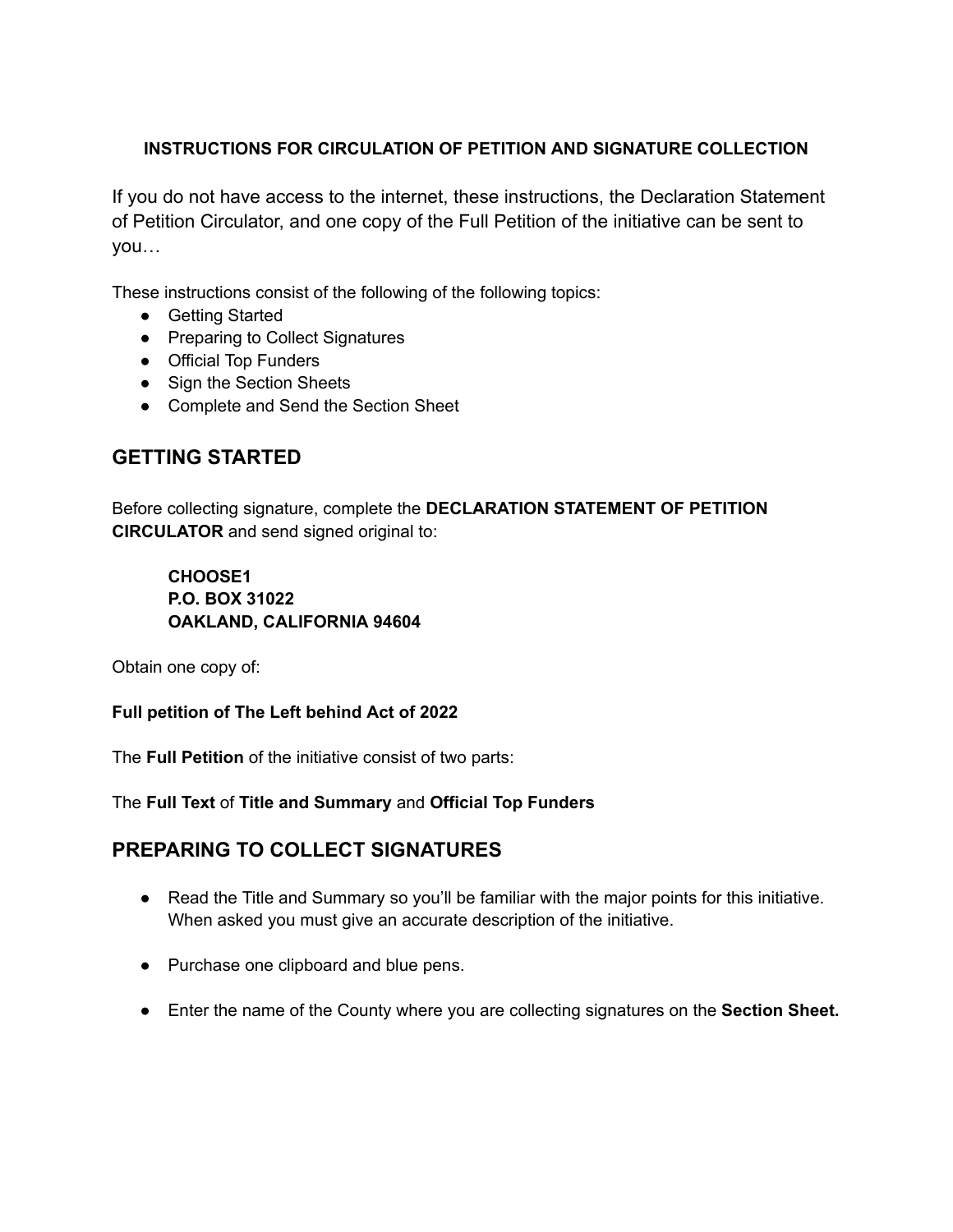**INSTRUCTIONS FOR CIRCULATION OF PETITION AND SIGNATURE COLLECTION**

If you do not have access to the internet, these instructions, the Declaration Statement of Petition Circulator, and one copy of the Full Petition of the initiative can be sent to you…

These instructions consist of the following of the following topics:

- Getting Started
- Preparing to Collect Signatures
- Official Top Funders
- Sign the Section Sheets
- Complete and Send the Section Sheet

## GETTING STARTED

Before collecting signature, complete the **DECLARATION STATEMENT OF PETITION CIRCULATOR** and send signed original to:

> **CHOOSE1**
> **P.O. BOX 31022**
> **OAKLAND, CALIFORNIA 94604**

Obtain one copy of:

**Full petition of The Left behind Act of 2022**

The **Full Petition** of the initiative consist of two parts:

The **Full Text** of **Title and Summary** and **Official Top Funders**

## PREPARING TO COLLECT SIGNATURES

- Read the Title and Summary so you'll be familiar with the major points for this initiative. When asked you must give an accurate description of the initiative.
- Purchase one clipboard and blue pens.
- Enter the name of the County where you are collecting signatures on the **Section Sheet.**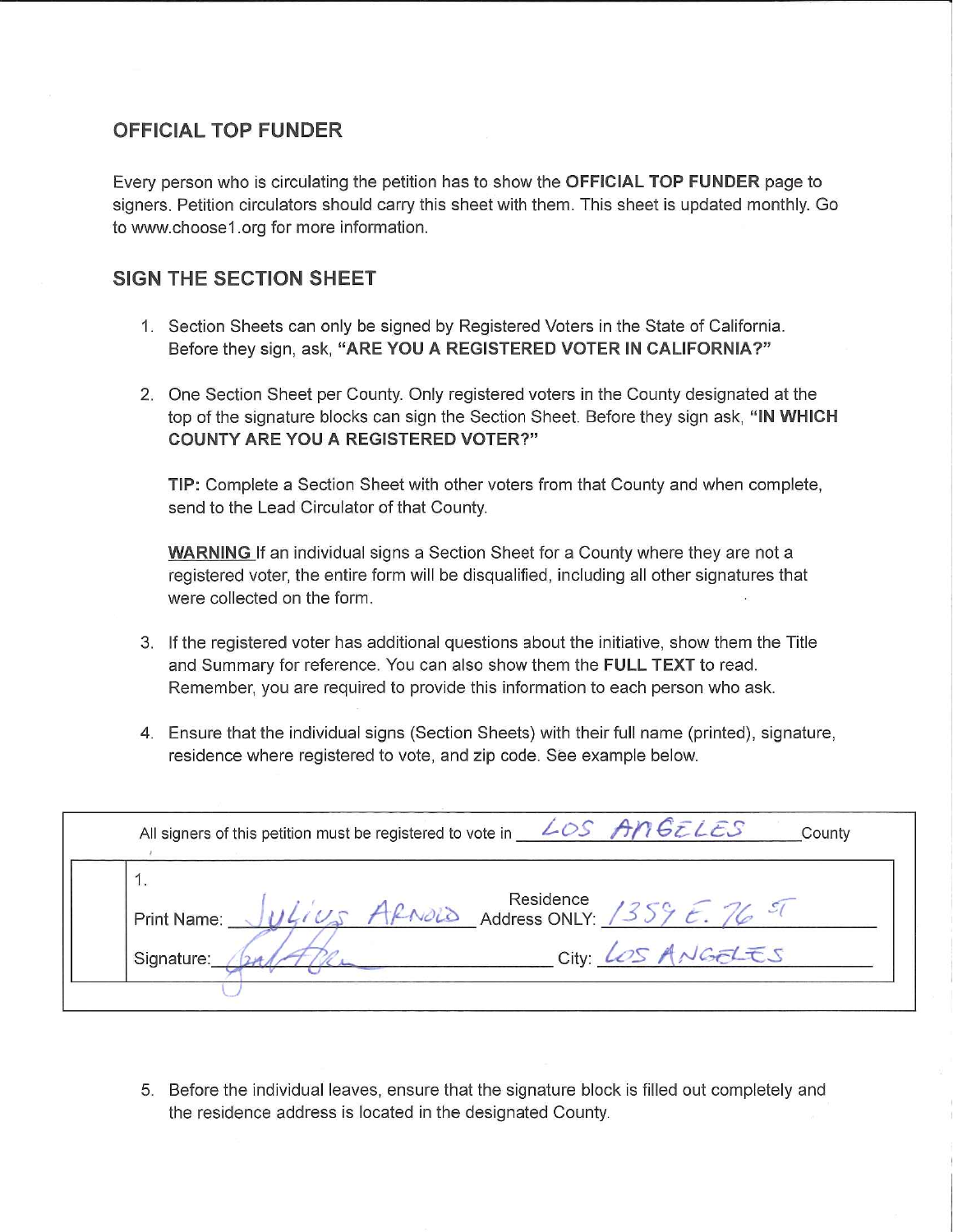## OFFICIAL TOP FUNDER

Every person who is circulating the petition has to show the **OFFICIAL TOP FUNDER** page to signers. Petition circulators should carry this sheet with them. This sheet is updated monthly. Go to www.choose1.org for more information.

## SIGN THE SECTION SHEET

1. Section Sheets can only be signed by Registered Voters in the State of California. Before they sign, ask, **"ARE YOU A REGISTERED VOTER IN CALIFORNIA?"**

2. One Section Sheet per County. Only registered voters in the County designated at the top of the signature blocks can sign the Section Sheet. Before they sign ask, **"IN WHICH COUNTY ARE YOU A REGISTERED VOTER?"**

   **TIP:** Complete a Section Sheet with other voters from that County and when complete, send to the Lead Circulator of that County.

   **WARNING** If an individual signs a Section Sheet for a County where they are not a registered voter, the entire form will be disqualified, including all other signatures that were collected on the form.

3. If the registered voter has additional questions about the initiative, show them the Title and Summary for reference. You can also show them the **FULL TEXT** to read. Remember, you are required to provide this information to each person who ask.

4. Ensure that the individual signs (Section Sheets) with their full name (printed), signature, residence where registered to vote, and zip code. See example below.

All signers of this petition must be registered to vote in LOS ANGELES County

| | |
|---|---|
| 1. Print Name: JULIUS ARNOLD | Residence Address ONLY: 1359 E. 76 ST |
| Signature: (signed) | City: LOS ANGELES |

5. Before the individual leaves, ensure that the signature block is filled out completely and the residence address is located in the designated County.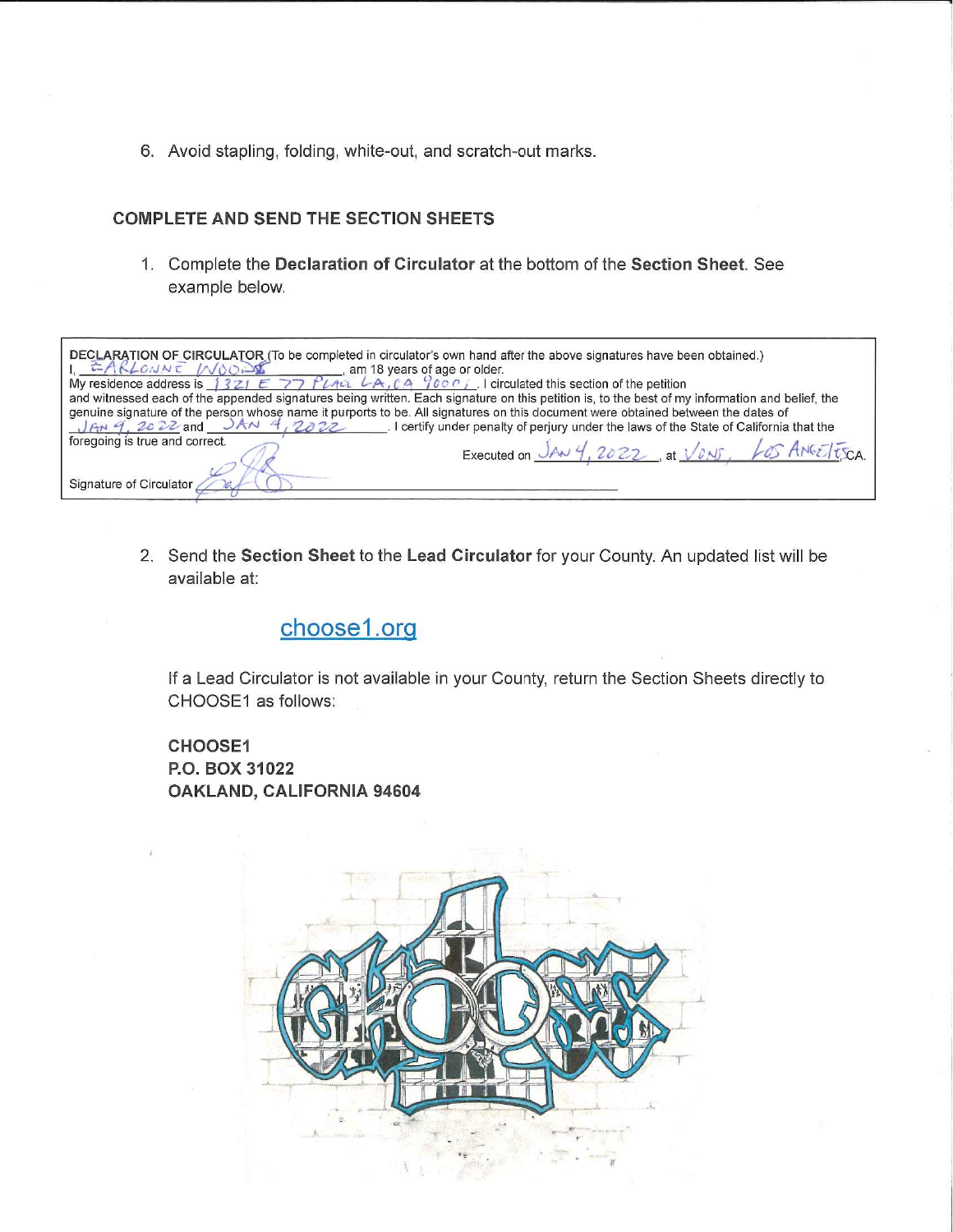6. Avoid stapling, folding, white-out, and scratch-out marks.

## COMPLETE AND SEND THE SECTION SHEETS

1. Complete the **Declaration of Circulator** at the bottom of the **Section Sheet**. See example below.

**DECLARATION OF CIRCULATOR** (To be completed in circulator's own hand after the above signatures have been obtained.)
I, EARLONNE WOODS, am 18 years of age or older.
My residence address is 1321 E 77 PLACE LA, CA 9000?. I circulated this section of the petition and witnessed each of the appended signatures being written. Each signature on this petition is, to the best of my information and belief, the genuine signature of the person whose name it purports to be. All signatures on this document were obtained between the dates of JAN 4, 2022 and JAN 4, 2022. I certify under penalty of perjury under the laws of the State of California that the foregoing is true and correct.

Executed on JAN 4, 2022, at VONS, LOS ANGELES, CA.

Signature of Circulator

2. Send the **Section Sheet** to the **Lead Circulator** for your County. An updated list will be available at:

   choose1.org

   If a Lead Circulator is not available in your County, return the Section Sheets directly to CHOOSE1 as follows:

   **CHOOSE1**
   **P.O. BOX 31022**
   **OAKLAND, CALIFORNIA 94604**